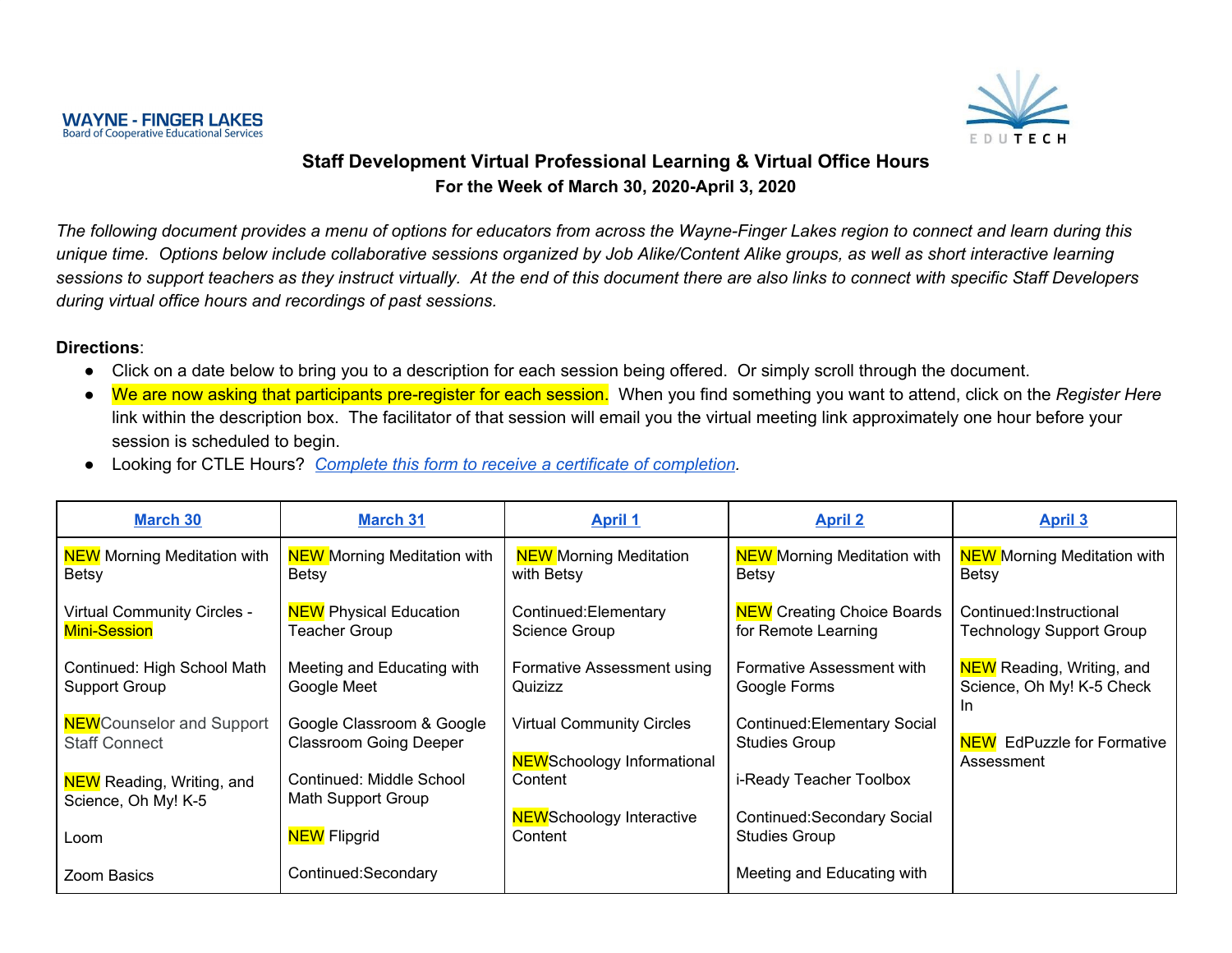WAYNE - FINGER LAKES
Board of Cooperative Educational Services

EDUTECH

## Staff Development Virtual Professional Learning & Virtual Office Hours
### For the Week of March 30, 2020-April 3, 2020

*The following document provides a menu of options for educators from across the Wayne-Finger Lakes region to connect and learn during this unique time. Options below include collaborative sessions organized by Job Alike/Content Alike groups, as well as short interactive learning sessions to support teachers as they instruct virtually. At the end of this document there are also links to connect with specific Staff Developers during virtual office hours and recordings of past sessions.*

**Directions**:

- Click on a date below to bring you to a description for each session being offered. Or simply scroll through the document.
- We are now asking that participants pre-register for each session. When you find something you want to attend, click on the *Register Here* link within the description box. The facilitator of that session will email you the virtual meeting link approximately one hour before your session is scheduled to begin.
- Looking for CTLE Hours? *Complete this form to receive a certificate of completion.*

| March 30 | March 31 | April 1 | April 2 | April 3 |
|---|---|---|---|---|
| NEW Morning Meditation with Betsy<br><br>Virtual Community Circles - Mini-Session<br><br>Continued: High School Math Support Group<br><br>NEWCounselor and Support Staff Connect<br><br>NEW Reading, Writing, and Science, Oh My! K-5<br><br>Loom<br><br>Zoom Basics | NEW Morning Meditation with Betsy<br><br>NEW Physical Education Teacher Group<br><br>Meeting and Educating with Google Meet<br><br>Google Classroom & Google Classroom Going Deeper<br><br>Continued: Middle School Math Support Group<br><br>NEW Flipgrid<br><br>Continued:Secondary | NEW Morning Meditation with Betsy<br><br>Continued:Elementary Science Group<br><br>Formative Assessment using Quizizz<br><br>Virtual Community Circles<br><br>NEWSchoology Informational Content<br><br>NEWSchoology Interactive Content | NEW Morning Meditation with Betsy<br><br>NEW Creating Choice Boards for Remote Learning<br><br>Formative Assessment with Google Forms<br><br>Continued:Elementary Social Studies Group<br><br>i-Ready Teacher Toolbox<br><br>Continued:Secondary Social Studies Group<br><br>Meeting and Educating with | NEW Morning Meditation with Betsy<br><br>Continued:Instructional Technology Support Group<br><br>NEW Reading, Writing, and Science, Oh My! K-5 Check In<br><br>NEW EdPuzzle for Formative Assessment |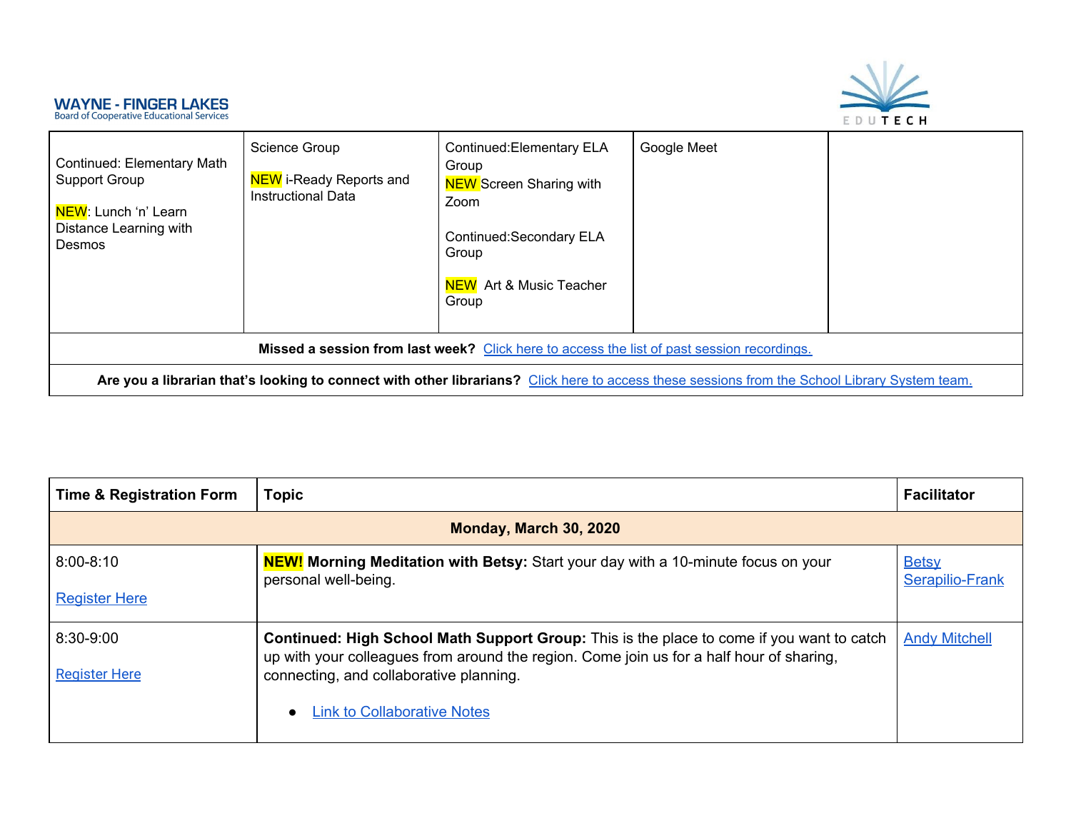| | | | | |
|---|---|---|---|---|
| Continued: Elementary Math Support Group<br><br>NEW: Lunch 'n' Learn Distance Learning with Desmos | Science Group<br><br>NEW i-Ready Reports and Instructional Data | Continued:Elementary ELA Group<br>NEW Screen Sharing with Zoom<br><br>Continued:Secondary ELA Group<br><br>NEW Art & Music Teacher Group | Google Meet | |
| **Missed a session from last week?** Click here to access the list of past session recordings. | | | | |
| **Are you a librarian that's looking to connect with other librarians?** Click here to access these sessions from the School Library System team. | | | | |

| Time & Registration Form | Topic | Facilitator |
|---|---|---|
| **Monday, March 30, 2020** | | |
| 8:00-8:10<br><br>Register Here | **NEW! Morning Meditation with Betsy:** Start your day with a 10-minute focus on your personal well-being. | Betsy Serapilio-Frank |
| 8:30-9:00<br><br>Register Here | **Continued: High School Math Support Group:** This is the place to come if you want to catch up with your colleagues from around the region. Come join us for a half hour of sharing, connecting, and collaborative planning.<br><br>• Link to Collaborative Notes | Andy Mitchell |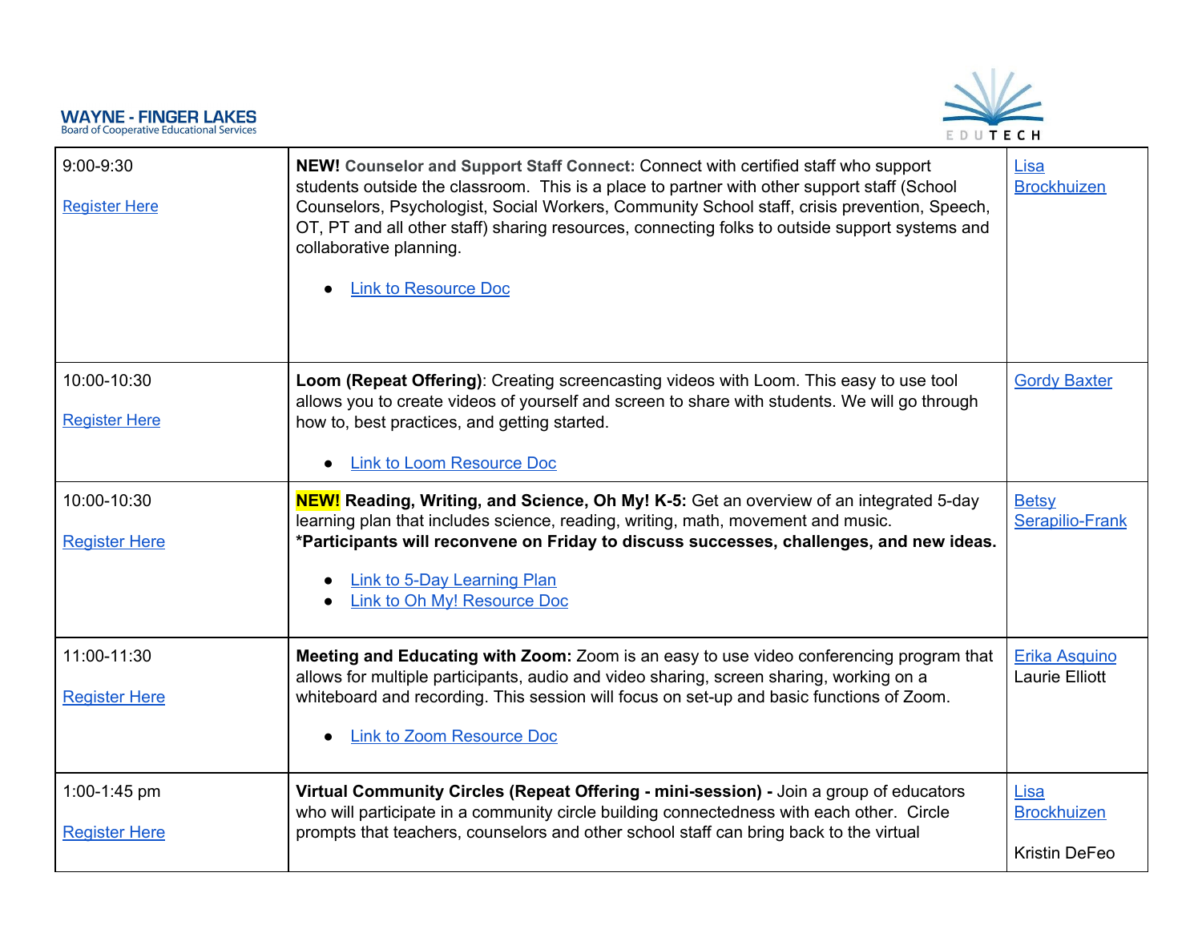| | | |
|---|---|---|
| 9:00-9:30<br><br>Register Here | **NEW! Counselor and Support Staff Connect:** Connect with certified staff who support students outside the classroom. This is a place to partner with other support staff (School Counselors, Psychologist, Social Workers, Community School staff, crisis prevention, Speech, OT, PT and all other staff) sharing resources, connecting folks to outside support systems and collaborative planning.<br><br>• Link to Resource Doc | Lisa Brockhuizen |
| 10:00-10:30<br><br>Register Here | **Loom (Repeat Offering)**: Creating screencasting videos with Loom. This easy to use tool allows you to create videos of yourself and screen to share with students. We will go through how to, best practices, and getting started.<br><br>• Link to Loom Resource Doc | Gordy Baxter |
| 10:00-10:30<br><br>Register Here | **NEW! Reading, Writing, and Science, Oh My! K-5:** Get an overview of an integrated 5-day learning plan that includes science, reading, writing, math, movement and music.<br>**\*Participants will reconvene on Friday to discuss successes, challenges, and new ideas.**<br><br>• Link to 5-Day Learning Plan<br>• Link to Oh My! Resource Doc | Betsy Serapilio-Frank |
| 11:00-11:30<br><br>Register Here | **Meeting and Educating with Zoom:** Zoom is an easy to use video conferencing program that allows for multiple participants, audio and video sharing, screen sharing, working on a whiteboard and recording. This session will focus on set-up and basic functions of Zoom.<br><br>• Link to Zoom Resource Doc | Erika Asquino<br>Laurie Elliott |
| 1:00-1:45 pm<br><br>Register Here | **Virtual Community Circles (Repeat Offering - mini-session) -** Join a group of educators who will participate in a community circle building connectedness with each other. Circle prompts that teachers, counselors and other school staff can bring back to the virtual | Lisa Brockhuizen<br><br>Kristin DeFeo |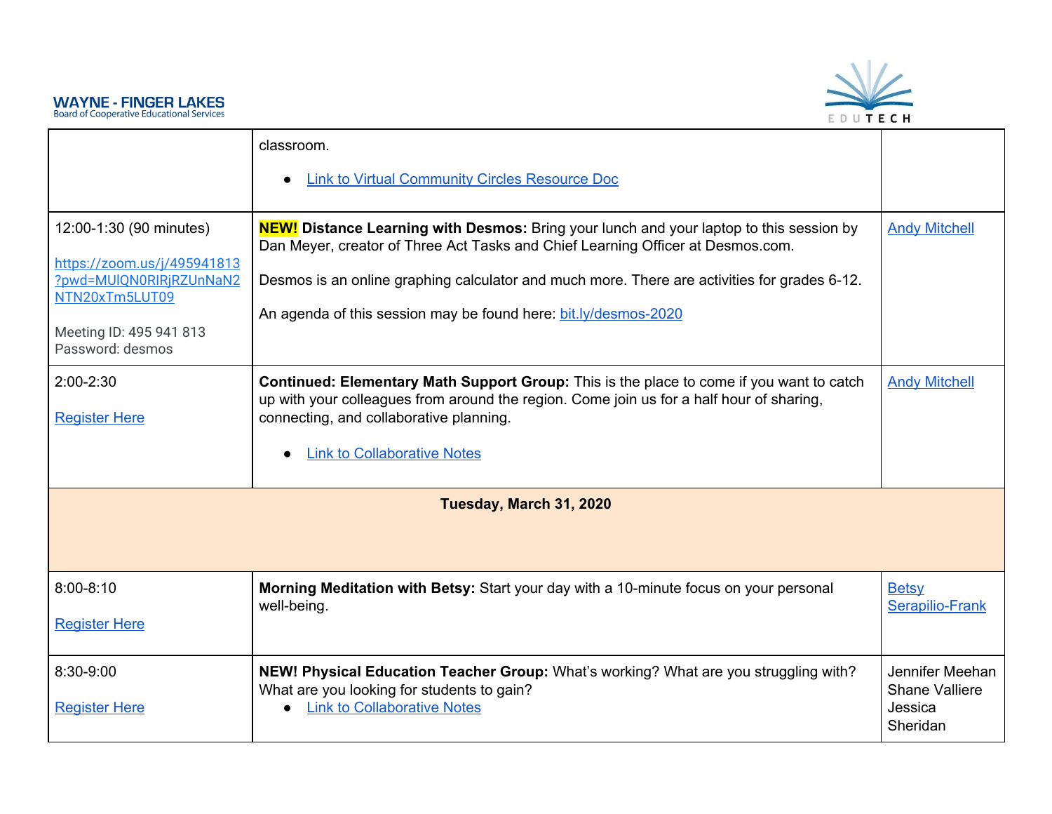| | | |
|---|---|---|
| | classroom.<br><br>• Link to Virtual Community Circles Resource Doc | |
| 12:00-1:30 (90 minutes)<br><br>https://zoom.us/j/495941813?pwd=MUlQN0RlRjRZUnNaN2NTN20xTm5LUT09<br><br>Meeting ID: 495 941 813<br>Password: desmos | **NEW! Distance Learning with Desmos:** Bring your lunch and your laptop to this session by Dan Meyer, creator of Three Act Tasks and Chief Learning Officer at Desmos.com.<br><br>Desmos is an online graphing calculator and much more. There are activities for grades 6-12.<br><br>An agenda of this session may be found here: bit.ly/desmos-2020 | Andy Mitchell |
| 2:00-2:30<br><br>Register Here | **Continued: Elementary Math Support Group:** This is the place to come if you want to catch up with your colleagues from around the region. Come join us for a half hour of sharing, connecting, and collaborative planning.<br><br>• Link to Collaborative Notes | Andy Mitchell |
| | **Tuesday, March 31, 2020** | |
| 8:00-8:10<br><br>Register Here | **Morning Meditation with Betsy:** Start your day with a 10-minute focus on your personal well-being. | Betsy Serapilio-Frank |
| 8:30-9:00<br><br>Register Here | **NEW! Physical Education Teacher Group:** What's working? What are you struggling with? What are you looking for students to gain?<br>• Link to Collaborative Notes | Jennifer Meehan<br>Shane Valliere<br>Jessica Sheridan |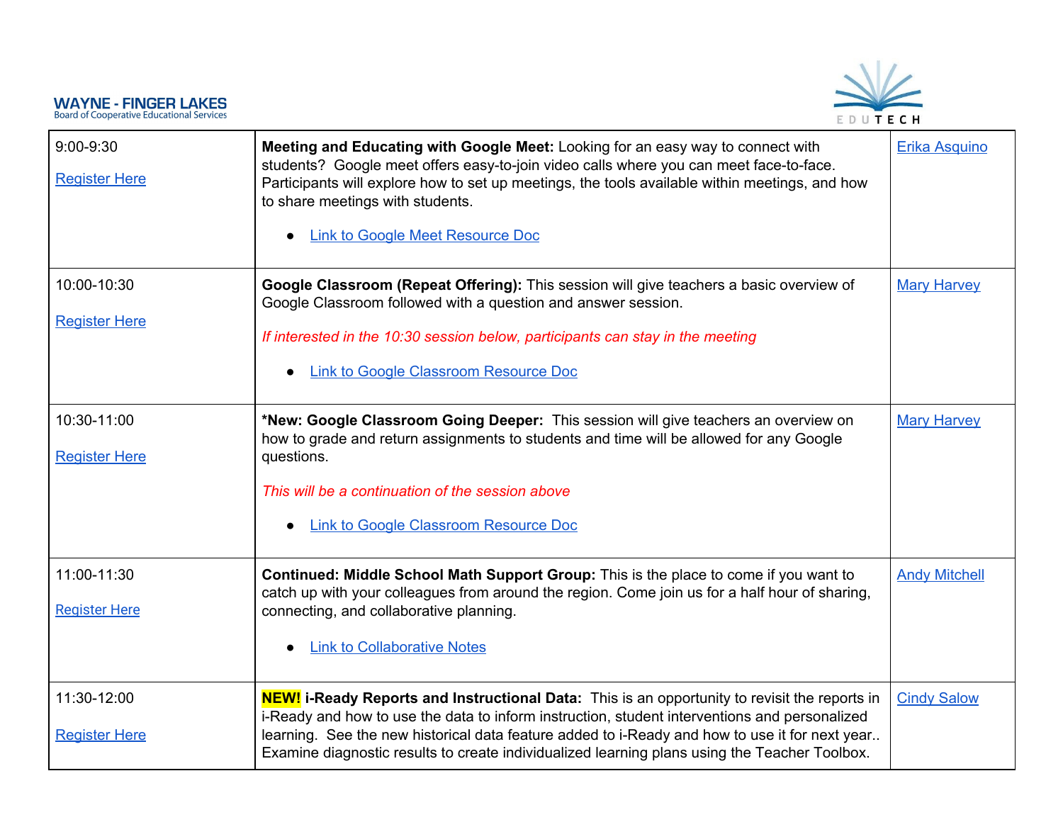| | | |
|---|---|---|
| 9:00-9:30<br><br>Register Here | **Meeting and Educating with Google Meet:** Looking for an easy way to connect with students? Google meet offers easy-to-join video calls where you can meet face-to-face. Participants will explore how to set up meetings, the tools available within meetings, and how to share meetings with students.<br><br>• Link to Google Meet Resource Doc | Erika Asquino |
| 10:00-10:30<br><br>Register Here | **Google Classroom (Repeat Offering):** This session will give teachers a basic overview of Google Classroom followed with a question and answer session.<br><br>*If interested in the 10:30 session below, participants can stay in the meeting*<br><br>• Link to Google Classroom Resource Doc | Mary Harvey |
| 10:30-11:00<br><br>Register Here | ***New: Google Classroom Going Deeper:** This session will give teachers an overview on how to grade and return assignments to students and time will be allowed for any Google questions.<br><br>*This will be a continuation of the session above*<br><br>• Link to Google Classroom Resource Doc | Mary Harvey |
| 11:00-11:30<br><br>Register Here | **Continued: Middle School Math Support Group:** This is the place to come if you want to catch up with your colleagues from around the region. Come join us for a half hour of sharing, connecting, and collaborative planning.<br><br>• Link to Collaborative Notes | Andy Mitchell |
| 11:30-12:00<br><br>Register Here | **NEW! i-Ready Reports and Instructional Data:** This is an opportunity to revisit the reports in i-Ready and how to use the data to inform instruction, student interventions and personalized learning. See the new historical data feature added to i-Ready and how to use it for next year.. Examine diagnostic results to create individualized learning plans using the Teacher Toolbox. | Cindy Salow |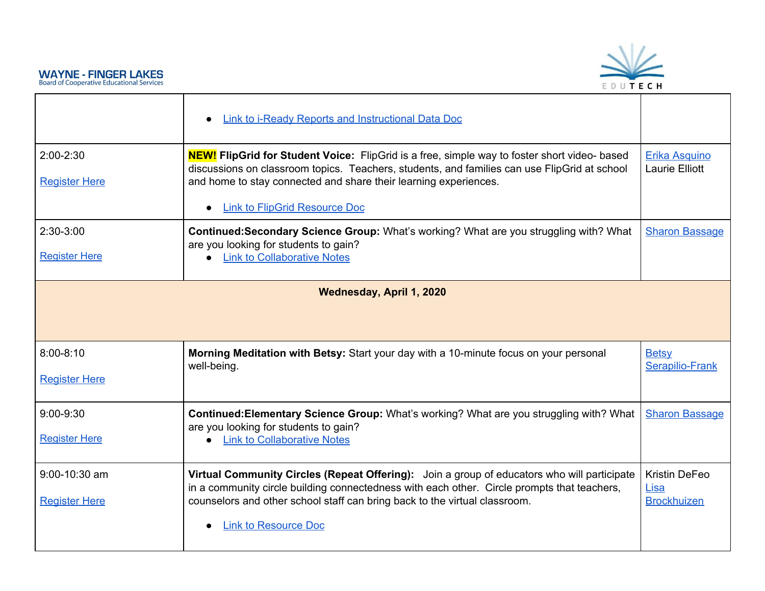| | | |
|---|---|---|
| | • Link to i-Ready Reports and Instructional Data Doc | |
| 2:00-2:30<br><br>Register Here | **NEW! FlipGrid for Student Voice:** FlipGrid is a free, simple way to foster short video- based discussions on classroom topics. Teachers, students, and families can use FlipGrid at school and home to stay connected and share their learning experiences.<br><br>• Link to FlipGrid Resource Doc | Erika Asquino<br>Laurie Elliott |
| 2:30-3:00<br><br>Register Here | **Continued:Secondary Science Group:** What's working? What are you struggling with? What are you looking for students to gain?<br>• Link to Collaborative Notes | Sharon Bassage |
| | **Wednesday, April 1, 2020** | |
| 8:00-8:10<br><br>Register Here | **Morning Meditation with Betsy:** Start your day with a 10-minute focus on your personal well-being. | Betsy Serapilio-Frank |
| 9:00-9:30<br><br>Register Here | **Continued:Elementary Science Group:** What's working? What are you struggling with? What are you looking for students to gain?<br>• Link to Collaborative Notes | Sharon Bassage |
| 9:00-10:30 am<br><br>Register Here | **Virtual Community Circles (Repeat Offering):** Join a group of educators who will participate in a community circle building connectedness with each other. Circle prompts that teachers, counselors and other school staff can bring back to the virtual classroom.<br><br>• Link to Resource Doc | Kristin DeFeo<br>Lisa Brockhuizen |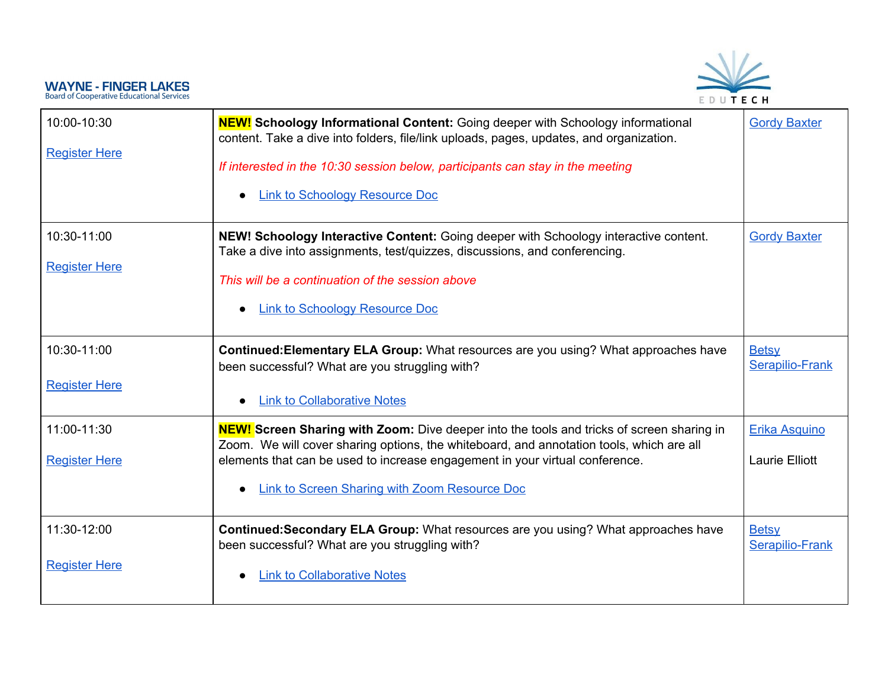| | | |
|---|---|---|
| 10:00-10:30<br><br>Register Here | **NEW! Schoology Informational Content:** Going deeper with Schoology informational content. Take a dive into folders, file/link uploads, pages, updates, and organization.<br><br>*If interested in the 10:30 session below, participants can stay in the meeting*<br><br>• Link to Schoology Resource Doc | Gordy Baxter |
| 10:30-11:00<br><br>Register Here | **NEW! Schoology Interactive Content:** Going deeper with Schoology interactive content. Take a dive into assignments, test/quizzes, discussions, and conferencing.<br><br>*This will be a continuation of the session above*<br><br>• Link to Schoology Resource Doc | Gordy Baxter |
| 10:30-11:00<br><br>Register Here | **Continued:Elementary ELA Group:** What resources are you using? What approaches have been successful? What are you struggling with?<br><br>• Link to Collaborative Notes | Betsy Serapilio-Frank |
| 11:00-11:30<br><br>Register Here | **NEW! Screen Sharing with Zoom:** Dive deeper into the tools and tricks of screen sharing in Zoom. We will cover sharing options, the whiteboard, and annotation tools, which are all elements that can be used to increase engagement in your virtual conference.<br><br>• Link to Screen Sharing with Zoom Resource Doc | Erika Asquino<br><br>Laurie Elliott |
| 11:30-12:00<br><br>Register Here | **Continued:Secondary ELA Group:** What resources are you using? What approaches have been successful? What are you struggling with?<br><br>• Link to Collaborative Notes | Betsy Serapilio-Frank |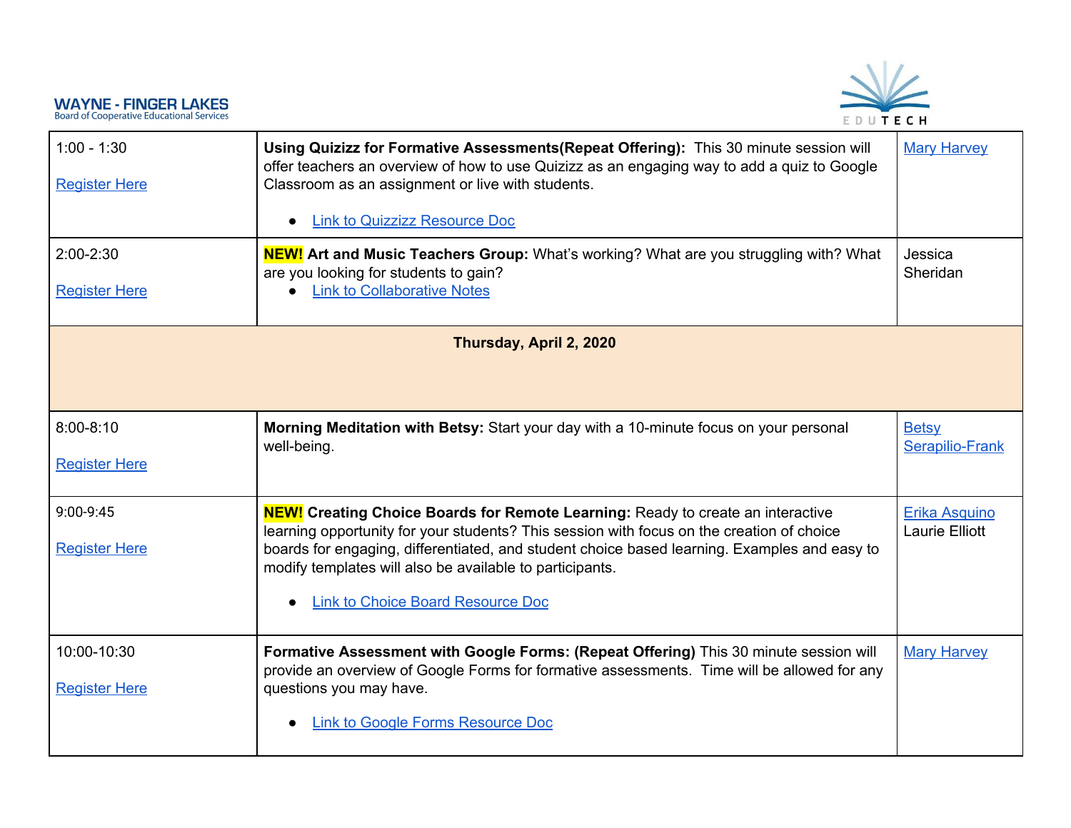| | | |
|---|---|---|
| 1:00 - 1:30<br><br>Register Here | **Using Quizizz for Formative Assessments(Repeat Offering):** This 30 minute session will offer teachers an overview of how to use Quizizz as an engaging way to add a quiz to Google Classroom as an assignment or live with students.<br><br>● Link to Quizizz Resource Doc | Mary Harvey |
| 2:00-2:30<br><br>Register Here | **NEW! Art and Music Teachers Group:** What's working? What are you struggling with? What are you looking for students to gain?<br>● Link to Collaborative Notes | Jessica Sheridan |
| | **Thursday, April 2, 2020** | |
| 8:00-8:10<br><br>Register Here | **Morning Meditation with Betsy:** Start your day with a 10-minute focus on your personal well-being. | Betsy Serapilio-Frank |
| 9:00-9:45<br><br>Register Here | **NEW! Creating Choice Boards for Remote Learning:** Ready to create an interactive learning opportunity for your students? This session with focus on the creation of choice boards for engaging, differentiated, and student choice based learning. Examples and easy to modify templates will also be available to participants.<br><br>● Link to Choice Board Resource Doc | Erika Asquino<br>Laurie Elliott |
| 10:00-10:30<br><br>Register Here | **Formative Assessment with Google Forms: (Repeat Offering)** This 30 minute session will provide an overview of Google Forms for formative assessments. Time will be allowed for any questions you may have.<br><br>● Link to Google Forms Resource Doc | Mary Harvey |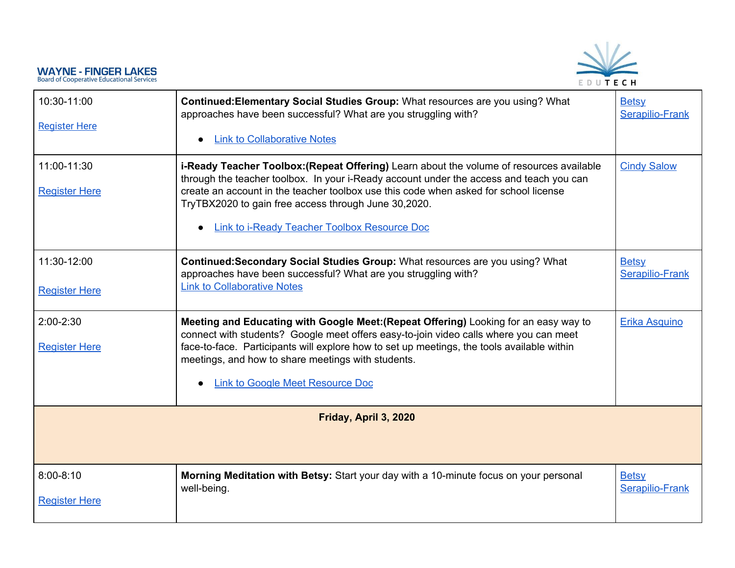| | | |
|---|---|---|
| 10:30-11:00<br><br>Register Here | **Continued:Elementary Social Studies Group:** What resources are you using? What approaches have been successful? What are you struggling with?<br><br>● Link to Collaborative Notes | Betsy Serapilio-Frank |
| 11:00-11:30<br><br>Register Here | **i-Ready Teacher Toolbox:(Repeat Offering)** Learn about the volume of resources available through the teacher toolbox. In your i-Ready account under the access and teach you can create an account in the teacher toolbox use this code when asked for school license TryTBX2020 to gain free access through June 30,2020.<br><br>● Link to i-Ready Teacher Toolbox Resource Doc | Cindy Salow |
| 11:30-12:00<br><br>Register Here | **Continued:Secondary Social Studies Group:** What resources are you using? What approaches have been successful? What are you struggling with?<br>Link to Collaborative Notes | Betsy Serapilio-Frank |
| 2:00-2:30<br><br>Register Here | **Meeting and Educating with Google Meet:(Repeat Offering)** Looking for an easy way to connect with students? Google meet offers easy-to-join video calls where you can meet face-to-face. Participants will explore how to set up meetings, the tools available within meetings, and how to share meetings with students.<br><br>● Link to Google Meet Resource Doc | Erika Asquino |
| **Friday, April 3, 2020** | | |
| 8:00-8:10<br><br>Register Here | **Morning Meditation with Betsy:** Start your day with a 10-minute focus on your personal well-being. | Betsy Serapilio-Frank |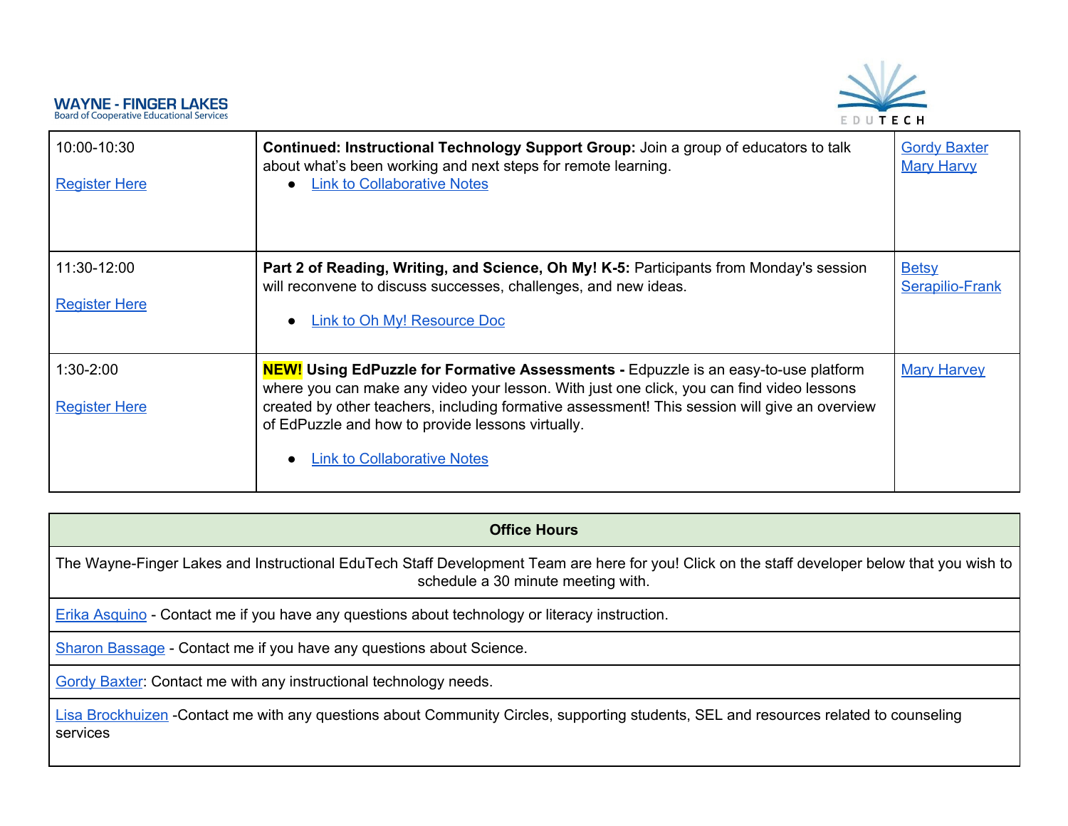| | | |
|---|---|---|
| 10:00-10:30<br><br>Register Here | **Continued: Instructional Technology Support Group:** Join a group of educators to talk about what's been working and next steps for remote learning.<br>• Link to Collaborative Notes | Gordy Baxter<br>Mary Harvy |
| 11:30-12:00<br><br>Register Here | **Part 2 of Reading, Writing, and Science, Oh My! K-5:** Participants from Monday's session will reconvene to discuss successes, challenges, and new ideas.<br>• Link to Oh My! Resource Doc | Betsy Serapilio-Frank |
| 1:30-2:00<br><br>Register Here | **NEW! Using EdPuzzle for Formative Assessments -** Edpuzzle is an easy-to-use platform where you can make any video your lesson. With just one click, you can find video lessons created by other teachers, including formative assessment! This session will give an overview of EdPuzzle and how to provide lessons virtually.<br>• Link to Collaborative Notes | Mary Harvey |

| **Office Hours** |
|---|
| The Wayne-Finger Lakes and Instructional EduTech Staff Development Team are here for you! Click on the staff developer below that you wish to schedule a 30 minute meeting with. |
| Erika Asquino - Contact me if you have any questions about technology or literacy instruction. |
| Sharon Bassage - Contact me if you have any questions about Science. |
| Gordy Baxter: Contact me with any instructional technology needs. |
| Lisa Brockhuizen -Contact me with any questions about Community Circles, supporting students, SEL and resources related to counseling services |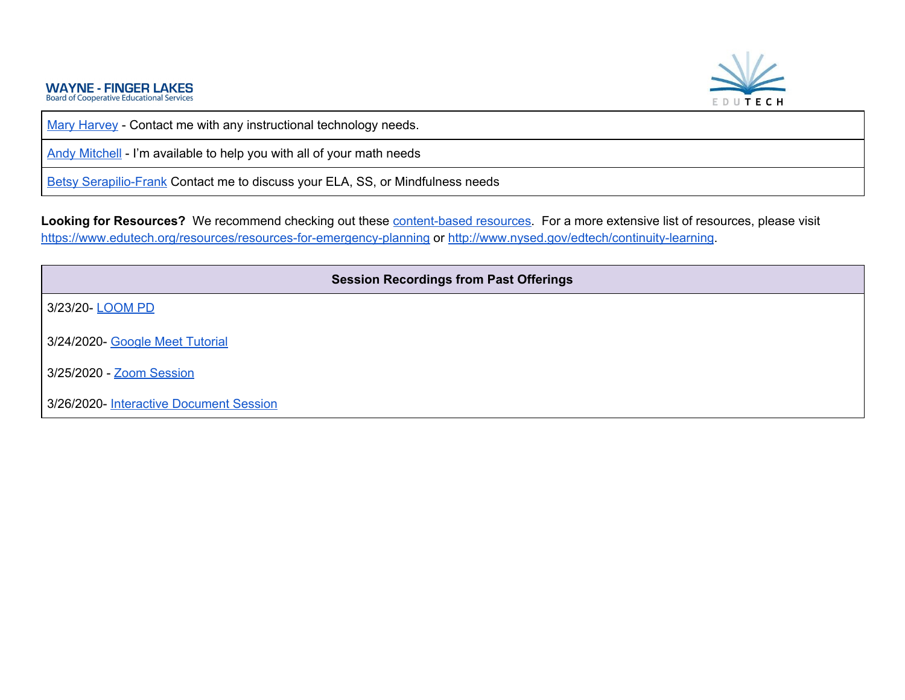WAYNE - FINGER LAKES
Board of Cooperative Educational Services

EDUTECH

| |
|---|
| Mary Harvey - Contact me with any instructional technology needs. |
| Andy Mitchell - I'm available to help you with all of your math needs |
| Betsy Serapilio-Frank Contact me to discuss your ELA, SS, or Mindfulness needs |

**Looking for Resources?** We recommend checking out these content-based resources. For a more extensive list of resources, please visit https://www.edutech.org/resources/resources-for-emergency-planning or http://www.nysed.gov/edtech/continuity-learning.

| Session Recordings from Past Offerings |
|---|
| 3/23/20- LOOM PD |
| 3/24/2020- Google Meet Tutorial |
| 3/25/2020 - Zoom Session |
| 3/26/2020- Interactive Document Session |